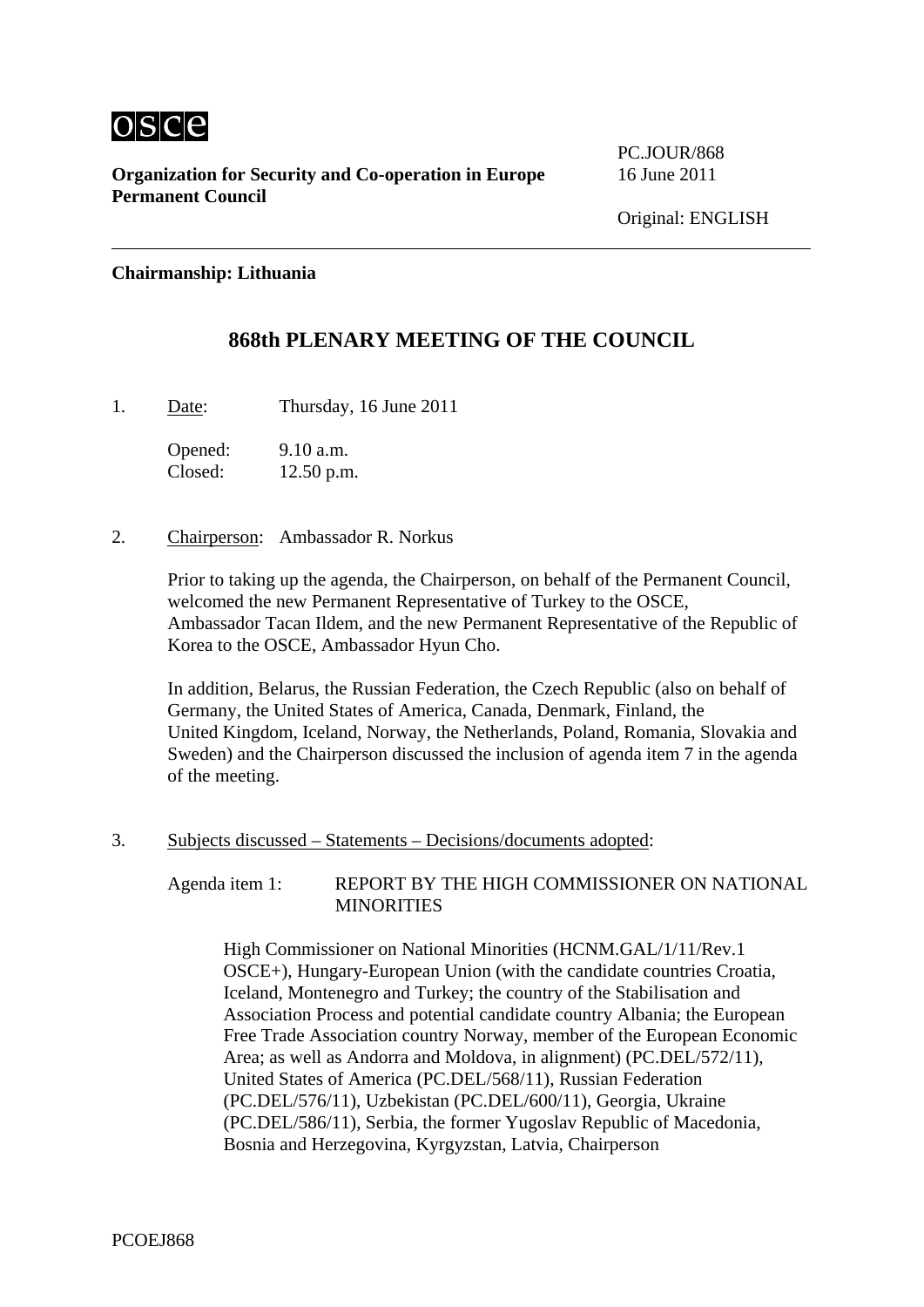osce

**Organization for Security and Co-operation in Europe**
**Permanent Council**

PC.JOUR/868
16 June 2011

Original: ENGLISH

---

**Chairmanship: Lithuania**

## 868th PLENARY MEETING OF THE COUNCIL

1. Date: Thursday, 16 June 2011

   Opened: 9.10 a.m.
   Closed: 12.50 p.m.

2. Chairperson: Ambassador R. Norkus

   Prior to taking up the agenda, the Chairperson, on behalf of the Permanent Council, welcomed the new Permanent Representative of Turkey to the OSCE, Ambassador Tacan Ildem, and the new Permanent Representative of the Republic of Korea to the OSCE, Ambassador Hyun Cho.

   In addition, Belarus, the Russian Federation, the Czech Republic (also on behalf of Germany, the United States of America, Canada, Denmark, Finland, the United Kingdom, Iceland, Norway, the Netherlands, Poland, Romania, Slovakia and Sweden) and the Chairperson discussed the inclusion of agenda item 7 in the agenda of the meeting.

3. Subjects discussed – Statements – Decisions/documents adopted:

   Agenda item 1: REPORT BY THE HIGH COMMISSIONER ON NATIONAL MINORITIES

   High Commissioner on National Minorities (HCNM.GAL/1/11/Rev.1 OSCE+), Hungary-European Union (with the candidate countries Croatia, Iceland, Montenegro and Turkey; the country of the Stabilisation and Association Process and potential candidate country Albania; the European Free Trade Association country Norway, member of the European Economic Area; as well as Andorra and Moldova, in alignment) (PC.DEL/572/11), United States of America (PC.DEL/568/11), Russian Federation (PC.DEL/576/11), Uzbekistan (PC.DEL/600/11), Georgia, Ukraine (PC.DEL/586/11), Serbia, the former Yugoslav Republic of Macedonia, Bosnia and Herzegovina, Kyrgyzstan, Latvia, Chairperson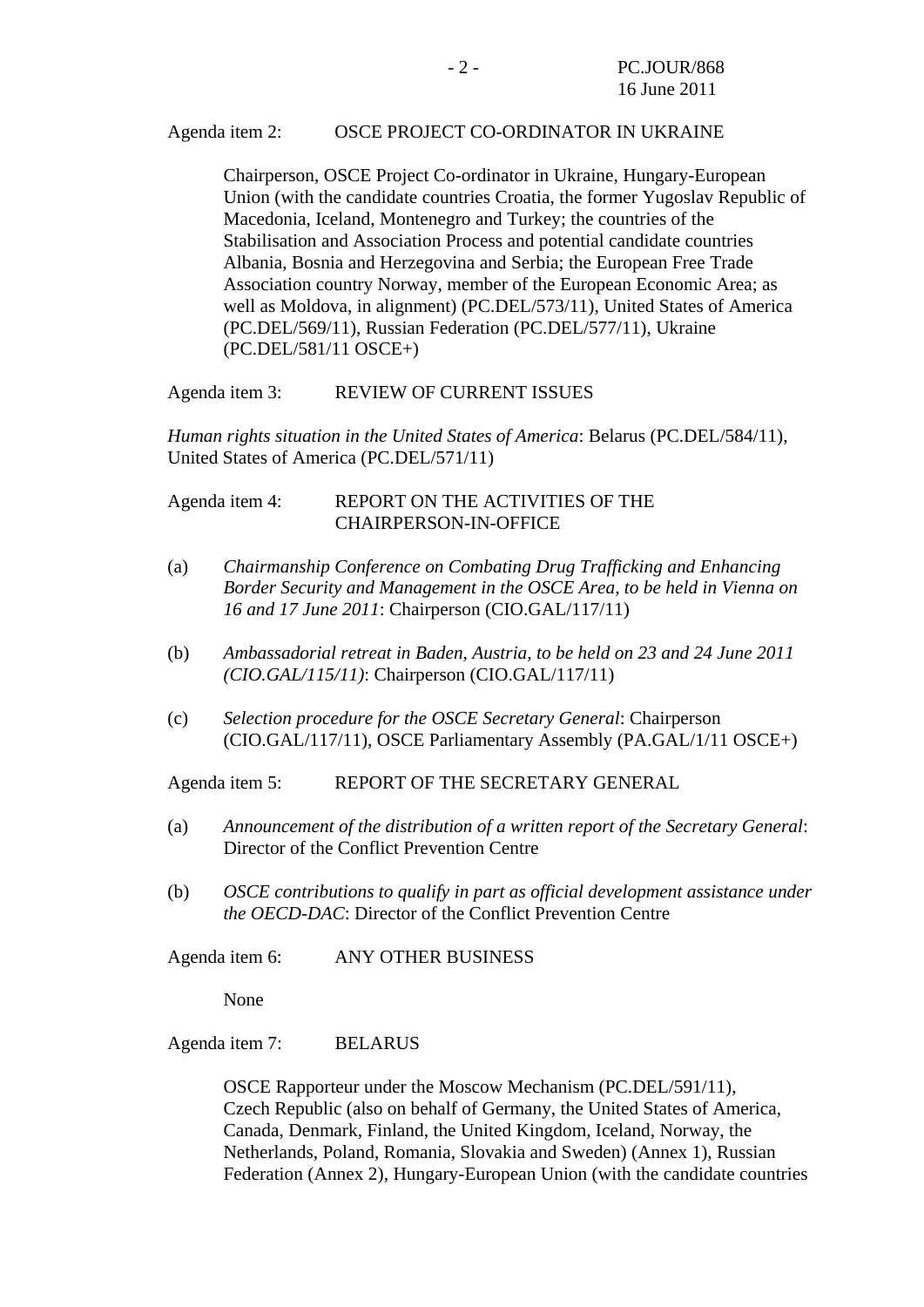Agenda item 2: OSCE PROJECT CO-ORDINATOR IN UKRAINE

Chairperson, OSCE Project Co-ordinator in Ukraine, Hungary-European Union (with the candidate countries Croatia, the former Yugoslav Republic of Macedonia, Iceland, Montenegro and Turkey; the countries of the Stabilisation and Association Process and potential candidate countries Albania, Bosnia and Herzegovina and Serbia; the European Free Trade Association country Norway, member of the European Economic Area; as well as Moldova, in alignment) (PC.DEL/573/11), United States of America (PC.DEL/569/11), Russian Federation (PC.DEL/577/11), Ukraine (PC.DEL/581/11 OSCE+)

Agenda item 3: REVIEW OF CURRENT ISSUES

*Human rights situation in the United States of America*: Belarus (PC.DEL/584/11), United States of America (PC.DEL/571/11)

Agenda item 4: REPORT ON THE ACTIVITIES OF THE CHAIRPERSON-IN-OFFICE

(a) *Chairmanship Conference on Combating Drug Trafficking and Enhancing Border Security and Management in the OSCE Area, to be held in Vienna on 16 and 17 June 2011*: Chairperson (CIO.GAL/117/11)

(b) *Ambassadorial retreat in Baden, Austria, to be held on 23 and 24 June 2011 (CIO.GAL/115/11)*: Chairperson (CIO.GAL/117/11)

(c) *Selection procedure for the OSCE Secretary General*: Chairperson (CIO.GAL/117/11), OSCE Parliamentary Assembly (PA.GAL/1/11 OSCE+)

Agenda item 5: REPORT OF THE SECRETARY GENERAL

(a) *Announcement of the distribution of a written report of the Secretary General*: Director of the Conflict Prevention Centre

(b) *OSCE contributions to qualify in part as official development assistance under the OECD-DAC*: Director of the Conflict Prevention Centre

Agenda item 6: ANY OTHER BUSINESS

None

Agenda item 7: BELARUS

OSCE Rapporteur under the Moscow Mechanism (PC.DEL/591/11), Czech Republic (also on behalf of Germany, the United States of America, Canada, Denmark, Finland, the United Kingdom, Iceland, Norway, the Netherlands, Poland, Romania, Slovakia and Sweden) (Annex 1), Russian Federation (Annex 2), Hungary-European Union (with the candidate countries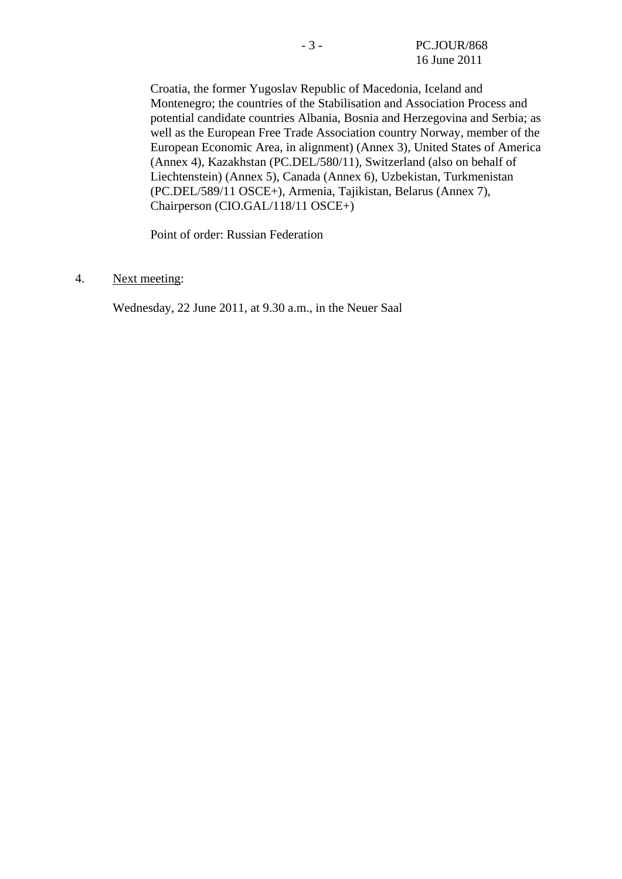Croatia, the former Yugoslav Republic of Macedonia, Iceland and Montenegro; the countries of the Stabilisation and Association Process and potential candidate countries Albania, Bosnia and Herzegovina and Serbia; as well as the European Free Trade Association country Norway, member of the European Economic Area, in alignment) (Annex 3), United States of America (Annex 4), Kazakhstan (PC.DEL/580/11), Switzerland (also on behalf of Liechtenstein) (Annex 5), Canada (Annex 6), Uzbekistan, Turkmenistan (PC.DEL/589/11 OSCE+), Armenia, Tajikistan, Belarus (Annex 7), Chairperson (CIO.GAL/118/11 OSCE+)

Point of order: Russian Federation

4. Next meeting:

Wednesday, 22 June 2011, at 9.30 a.m., in the Neuer Saal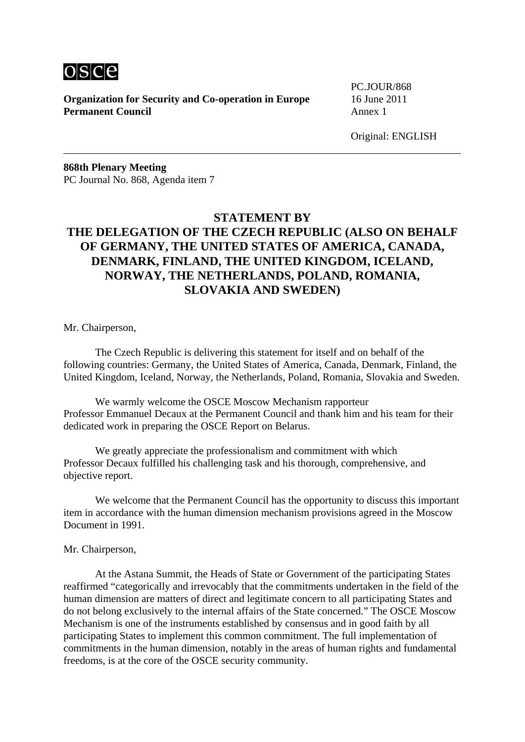**Organization for Security and Co-operation in Europe**
**Permanent Council**

PC.JOUR/868
16 June 2011
Annex 1

Original: ENGLISH

---

**868th Plenary Meeting**
PC Journal No. 868, Agenda item 7

## STATEMENT BY THE DELEGATION OF THE CZECH REPUBLIC (ALSO ON BEHALF OF GERMANY, THE UNITED STATES OF AMERICA, CANADA, DENMARK, FINLAND, THE UNITED KINGDOM, ICELAND, NORWAY, THE NETHERLANDS, POLAND, ROMANIA, SLOVAKIA AND SWEDEN)

Mr. Chairperson,

The Czech Republic is delivering this statement for itself and on behalf of the following countries: Germany, the United States of America, Canada, Denmark, Finland, the United Kingdom, Iceland, Norway, the Netherlands, Poland, Romania, Slovakia and Sweden.

We warmly welcome the OSCE Moscow Mechanism rapporteur Professor Emmanuel Decaux at the Permanent Council and thank him and his team for their dedicated work in preparing the OSCE Report on Belarus.

We greatly appreciate the professionalism and commitment with which Professor Decaux fulfilled his challenging task and his thorough, comprehensive, and objective report.

We welcome that the Permanent Council has the opportunity to discuss this important item in accordance with the human dimension mechanism provisions agreed in the Moscow Document in 1991.

Mr. Chairperson,

At the Astana Summit, the Heads of State or Government of the participating States reaffirmed "categorically and irrevocably that the commitments undertaken in the field of the human dimension are matters of direct and legitimate concern to all participating States and do not belong exclusively to the internal affairs of the State concerned." The OSCE Moscow Mechanism is one of the instruments established by consensus and in good faith by all participating States to implement this common commitment. The full implementation of commitments in the human dimension, notably in the areas of human rights and fundamental freedoms, is at the core of the OSCE security community.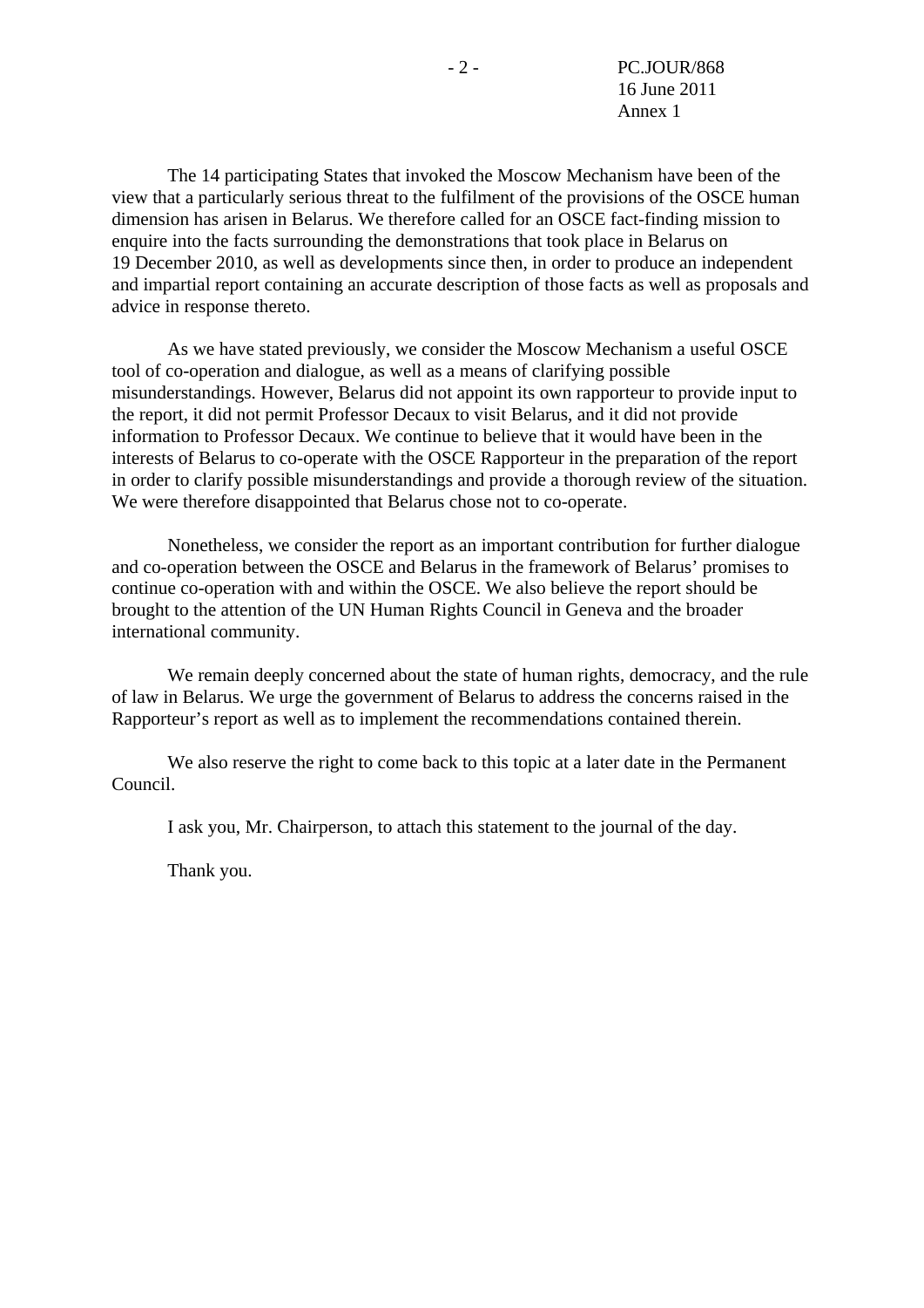The 14 participating States that invoked the Moscow Mechanism have been of the view that a particularly serious threat to the fulfilment of the provisions of the OSCE human dimension has arisen in Belarus. We therefore called for an OSCE fact-finding mission to enquire into the facts surrounding the demonstrations that took place in Belarus on 19 December 2010, as well as developments since then, in order to produce an independent and impartial report containing an accurate description of those facts as well as proposals and advice in response thereto.

As we have stated previously, we consider the Moscow Mechanism a useful OSCE tool of co-operation and dialogue, as well as a means of clarifying possible misunderstandings. However, Belarus did not appoint its own rapporteur to provide input to the report, it did not permit Professor Decaux to visit Belarus, and it did not provide information to Professor Decaux. We continue to believe that it would have been in the interests of Belarus to co-operate with the OSCE Rapporteur in the preparation of the report in order to clarify possible misunderstandings and provide a thorough review of the situation. We were therefore disappointed that Belarus chose not to co-operate.

Nonetheless, we consider the report as an important contribution for further dialogue and co-operation between the OSCE and Belarus in the framework of Belarus' promises to continue co-operation with and within the OSCE. We also believe the report should be brought to the attention of the UN Human Rights Council in Geneva and the broader international community.

We remain deeply concerned about the state of human rights, democracy, and the rule of law in Belarus. We urge the government of Belarus to address the concerns raised in the Rapporteur's report as well as to implement the recommendations contained therein.

We also reserve the right to come back to this topic at a later date in the Permanent Council.

I ask you, Mr. Chairperson, to attach this statement to the journal of the day.

Thank you.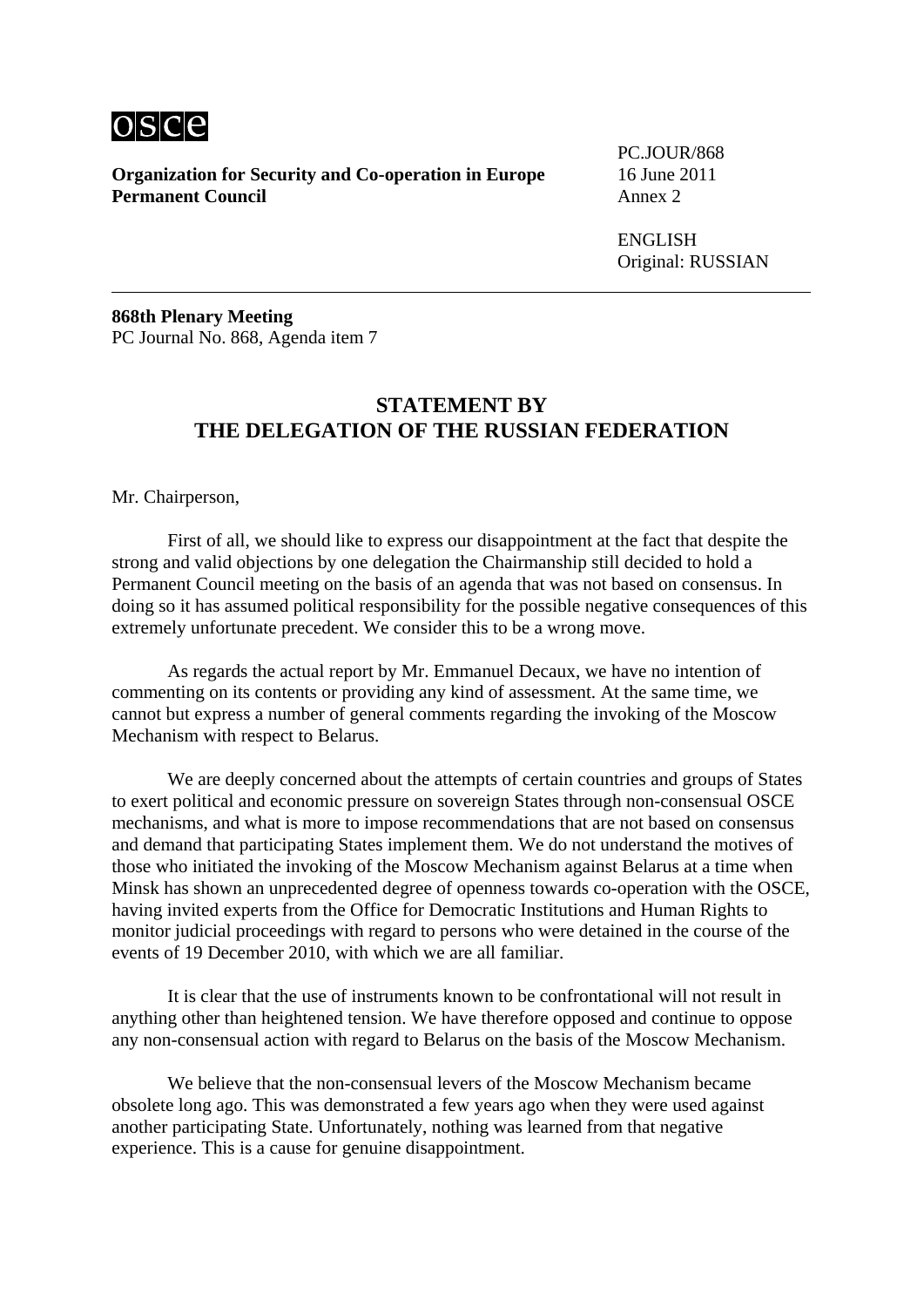**Organization for Security and Co-operation in Europe**
**Permanent Council**

PC.JOUR/868
16 June 2011
Annex 2

ENGLISH
Original: RUSSIAN

---

**868th Plenary Meeting**
PC Journal No. 868, Agenda item 7

## STATEMENT BY THE DELEGATION OF THE RUSSIAN FEDERATION

Mr. Chairperson,

First of all, we should like to express our disappointment at the fact that despite the strong and valid objections by one delegation the Chairmanship still decided to hold a Permanent Council meeting on the basis of an agenda that was not based on consensus. In doing so it has assumed political responsibility for the possible negative consequences of this extremely unfortunate precedent. We consider this to be a wrong move.

As regards the actual report by Mr. Emmanuel Decaux, we have no intention of commenting on its contents or providing any kind of assessment. At the same time, we cannot but express a number of general comments regarding the invoking of the Moscow Mechanism with respect to Belarus.

We are deeply concerned about the attempts of certain countries and groups of States to exert political and economic pressure on sovereign States through non-consensual OSCE mechanisms, and what is more to impose recommendations that are not based on consensus and demand that participating States implement them. We do not understand the motives of those who initiated the invoking of the Moscow Mechanism against Belarus at a time when Minsk has shown an unprecedented degree of openness towards co-operation with the OSCE, having invited experts from the Office for Democratic Institutions and Human Rights to monitor judicial proceedings with regard to persons who were detained in the course of the events of 19 December 2010, with which we are all familiar.

It is clear that the use of instruments known to be confrontational will not result in anything other than heightened tension. We have therefore opposed and continue to oppose any non-consensual action with regard to Belarus on the basis of the Moscow Mechanism.

We believe that the non-consensual levers of the Moscow Mechanism became obsolete long ago. This was demonstrated a few years ago when they were used against another participating State. Unfortunately, nothing was learned from that negative experience. This is a cause for genuine disappointment.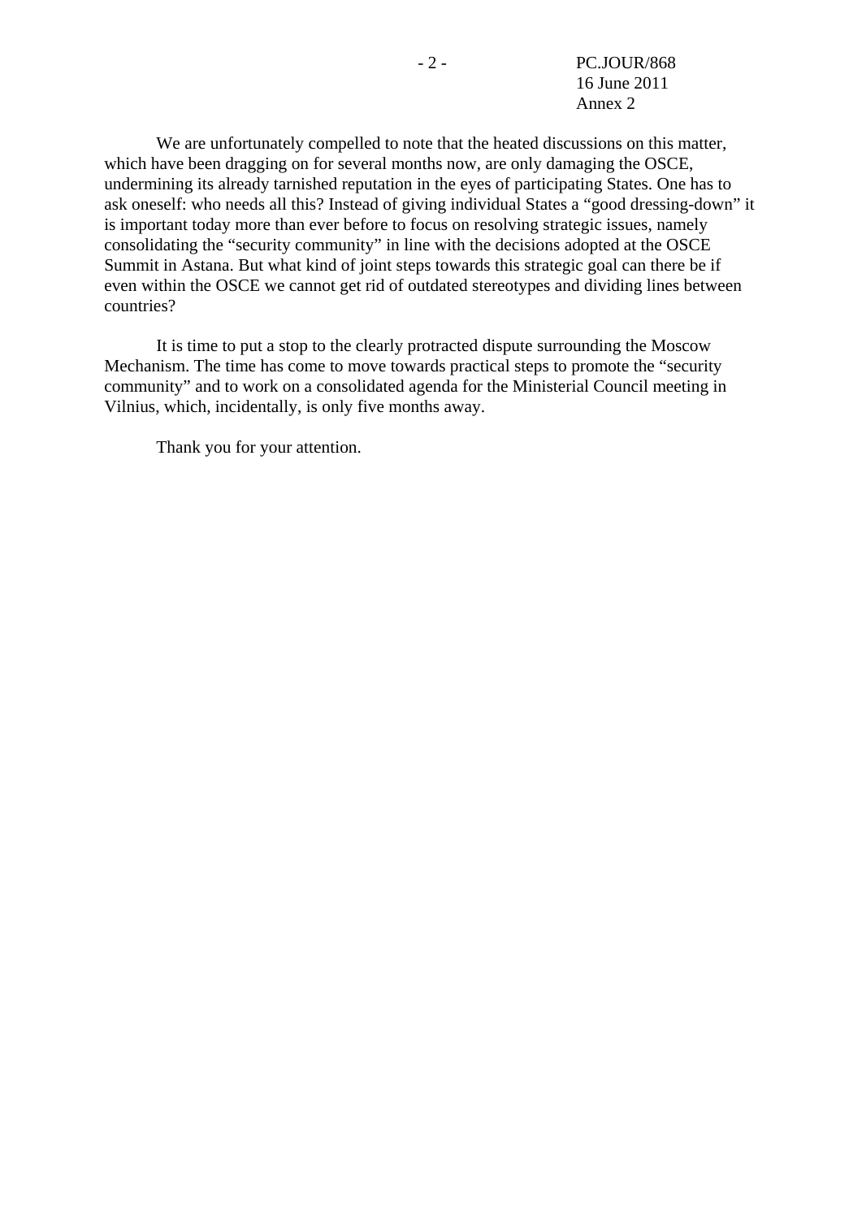We are unfortunately compelled to note that the heated discussions on this matter, which have been dragging on for several months now, are only damaging the OSCE, undermining its already tarnished reputation in the eyes of participating States. One has to ask oneself: who needs all this? Instead of giving individual States a "good dressing-down" it is important today more than ever before to focus on resolving strategic issues, namely consolidating the "security community" in line with the decisions adopted at the OSCE Summit in Astana. But what kind of joint steps towards this strategic goal can there be if even within the OSCE we cannot get rid of outdated stereotypes and dividing lines between countries?

It is time to put a stop to the clearly protracted dispute surrounding the Moscow Mechanism. The time has come to move towards practical steps to promote the "security community" and to work on a consolidated agenda for the Ministerial Council meeting in Vilnius, which, incidentally, is only five months away.

Thank you for your attention.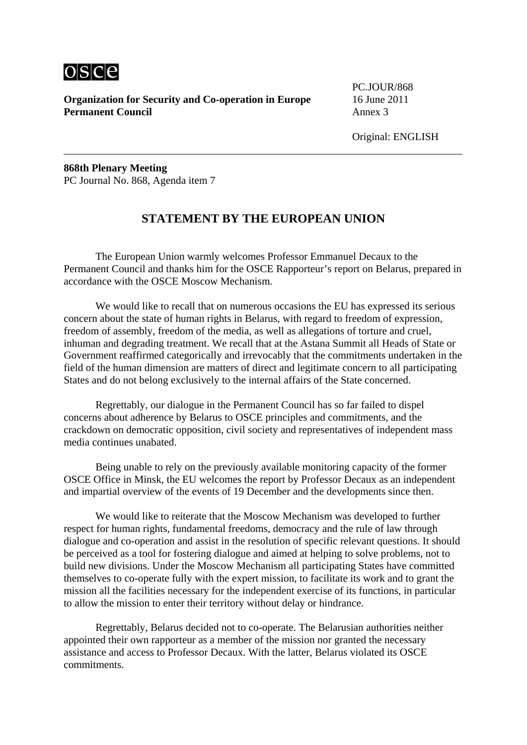**Organization for Security and Co-operation in Europe**
**Permanent Council**

PC.JOUR/868
16 June 2011
Annex 3

Original: ENGLISH

---

**868th Plenary Meeting**
PC Journal No. 868, Agenda item 7

## STATEMENT BY THE EUROPEAN UNION

The European Union warmly welcomes Professor Emmanuel Decaux to the Permanent Council and thanks him for the OSCE Rapporteur's report on Belarus, prepared in accordance with the OSCE Moscow Mechanism.

We would like to recall that on numerous occasions the EU has expressed its serious concern about the state of human rights in Belarus, with regard to freedom of expression, freedom of assembly, freedom of the media, as well as allegations of torture and cruel, inhuman and degrading treatment. We recall that at the Astana Summit all Heads of State or Government reaffirmed categorically and irrevocably that the commitments undertaken in the field of the human dimension are matters of direct and legitimate concern to all participating States and do not belong exclusively to the internal affairs of the State concerned.

Regrettably, our dialogue in the Permanent Council has so far failed to dispel concerns about adherence by Belarus to OSCE principles and commitments, and the crackdown on democratic opposition, civil society and representatives of independent mass media continues unabated.

Being unable to rely on the previously available monitoring capacity of the former OSCE Office in Minsk, the EU welcomes the report by Professor Decaux as an independent and impartial overview of the events of 19 December and the developments since then.

We would like to reiterate that the Moscow Mechanism was developed to further respect for human rights, fundamental freedoms, democracy and the rule of law through dialogue and co-operation and assist in the resolution of specific relevant questions. It should be perceived as a tool for fostering dialogue and aimed at helping to solve problems, not to build new divisions. Under the Moscow Mechanism all participating States have committed themselves to co-operate fully with the expert mission, to facilitate its work and to grant the mission all the facilities necessary for the independent exercise of its functions, in particular to allow the mission to enter their territory without delay or hindrance.

Regrettably, Belarus decided not to co-operate. The Belarusian authorities neither appointed their own rapporteur as a member of the mission nor granted the necessary assistance and access to Professor Decaux. With the latter, Belarus violated its OSCE commitments.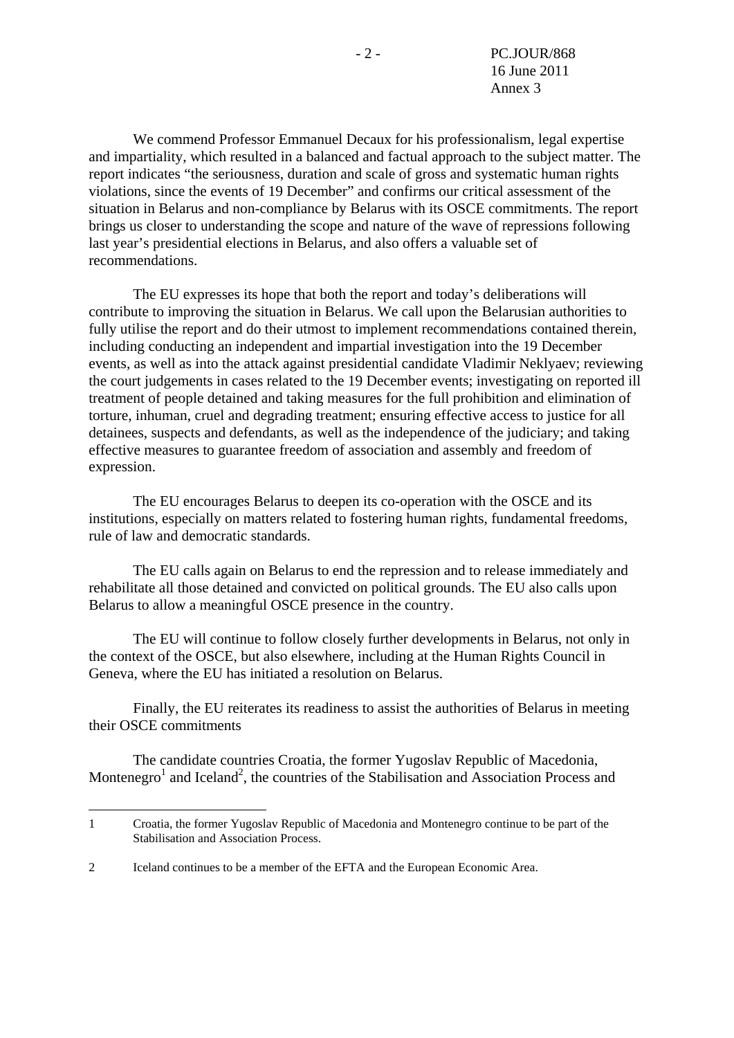We commend Professor Emmanuel Decaux for his professionalism, legal expertise and impartiality, which resulted in a balanced and factual approach to the subject matter. The report indicates "the seriousness, duration and scale of gross and systematic human rights violations, since the events of 19 December" and confirms our critical assessment of the situation in Belarus and non-compliance by Belarus with its OSCE commitments. The report brings us closer to understanding the scope and nature of the wave of repressions following last year's presidential elections in Belarus, and also offers a valuable set of recommendations.

The EU expresses its hope that both the report and today's deliberations will contribute to improving the situation in Belarus. We call upon the Belarusian authorities to fully utilise the report and do their utmost to implement recommendations contained therein, including conducting an independent and impartial investigation into the 19 December events, as well as into the attack against presidential candidate Vladimir Neklyaev; reviewing the court judgements in cases related to the 19 December events; investigating on reported ill treatment of people detained and taking measures for the full prohibition and elimination of torture, inhuman, cruel and degrading treatment; ensuring effective access to justice for all detainees, suspects and defendants, as well as the independence of the judiciary; and taking effective measures to guarantee freedom of association and assembly and freedom of expression.

The EU encourages Belarus to deepen its co-operation with the OSCE and its institutions, especially on matters related to fostering human rights, fundamental freedoms, rule of law and democratic standards.

The EU calls again on Belarus to end the repression and to release immediately and rehabilitate all those detained and convicted on political grounds. The EU also calls upon Belarus to allow a meaningful OSCE presence in the country.

The EU will continue to follow closely further developments in Belarus, not only in the context of the OSCE, but also elsewhere, including at the Human Rights Council in Geneva, where the EU has initiated a resolution on Belarus.

Finally, the EU reiterates its readiness to assist the authorities of Belarus in meeting their OSCE commitments

The candidate countries Croatia, the former Yugoslav Republic of Macedonia, Montenegro[1] and Iceland[2], the countries of the Stabilisation and Association Process and

---

1 Croatia, the former Yugoslav Republic of Macedonia and Montenegro continue to be part of the Stabilisation and Association Process.

2 Iceland continues to be a member of the EFTA and the European Economic Area.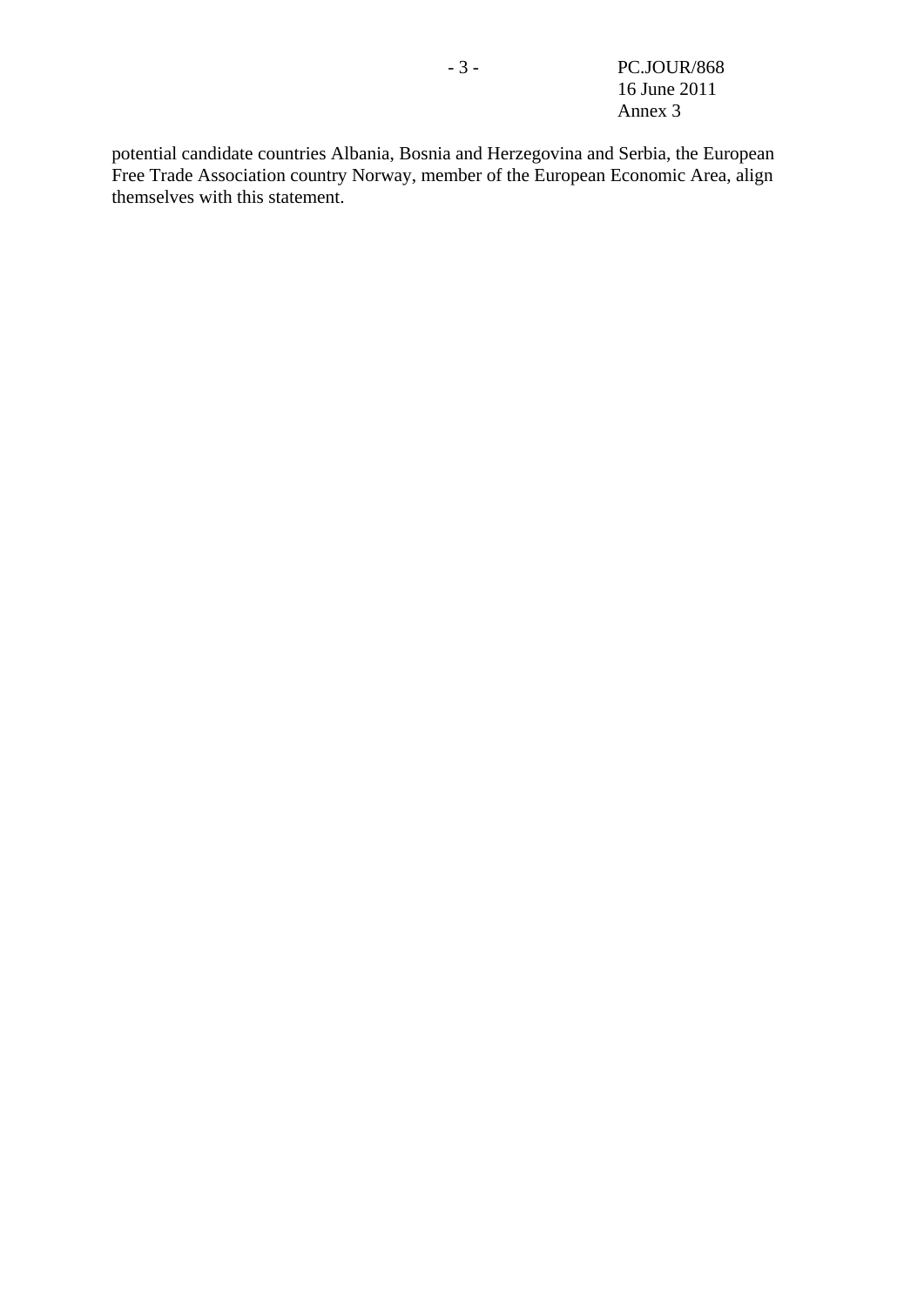potential candidate countries Albania, Bosnia and Herzegovina and Serbia, the European Free Trade Association country Norway, member of the European Economic Area, align themselves with this statement.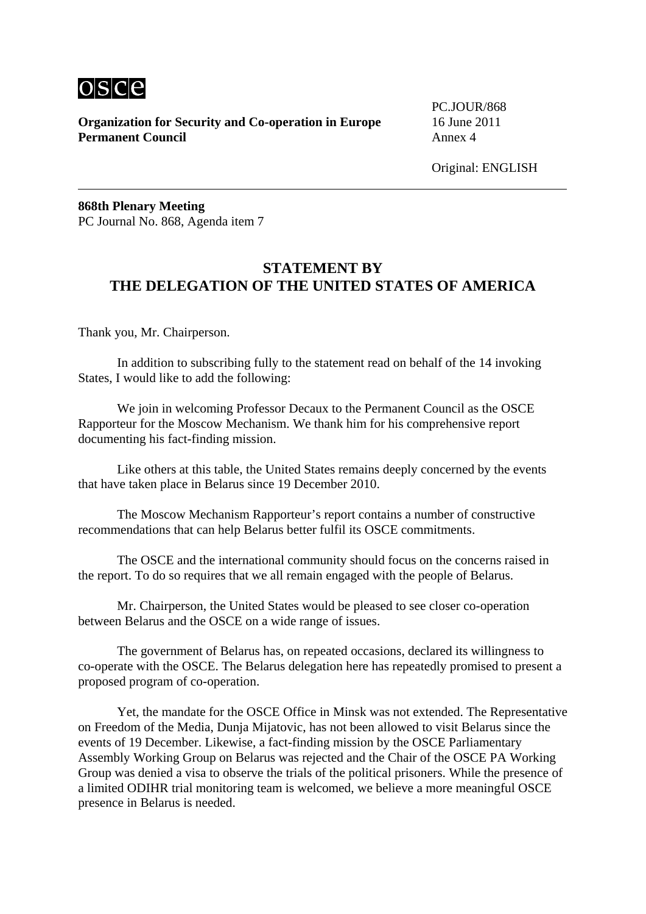**Organization for Security and Co-operation in Europe**
**Permanent Council**

PC.JOUR/868
16 June 2011
Annex 4

Original: ENGLISH

---

**868th Plenary Meeting**
PC Journal No. 868, Agenda item 7

## STATEMENT BY THE DELEGATION OF THE UNITED STATES OF AMERICA

Thank you, Mr. Chairperson.

In addition to subscribing fully to the statement read on behalf of the 14 invoking States, I would like to add the following:

We join in welcoming Professor Decaux to the Permanent Council as the OSCE Rapporteur for the Moscow Mechanism. We thank him for his comprehensive report documenting his fact-finding mission.

Like others at this table, the United States remains deeply concerned by the events that have taken place in Belarus since 19 December 2010.

The Moscow Mechanism Rapporteur's report contains a number of constructive recommendations that can help Belarus better fulfil its OSCE commitments.

The OSCE and the international community should focus on the concerns raised in the report. To do so requires that we all remain engaged with the people of Belarus.

Mr. Chairperson, the United States would be pleased to see closer co-operation between Belarus and the OSCE on a wide range of issues.

The government of Belarus has, on repeated occasions, declared its willingness to co-operate with the OSCE. The Belarus delegation here has repeatedly promised to present a proposed program of co-operation.

Yet, the mandate for the OSCE Office in Minsk was not extended. The Representative on Freedom of the Media, Dunja Mijatovic, has not been allowed to visit Belarus since the events of 19 December. Likewise, a fact-finding mission by the OSCE Parliamentary Assembly Working Group on Belarus was rejected and the Chair of the OSCE PA Working Group was denied a visa to observe the trials of the political prisoners. While the presence of a limited ODIHR trial monitoring team is welcomed, we believe a more meaningful OSCE presence in Belarus is needed.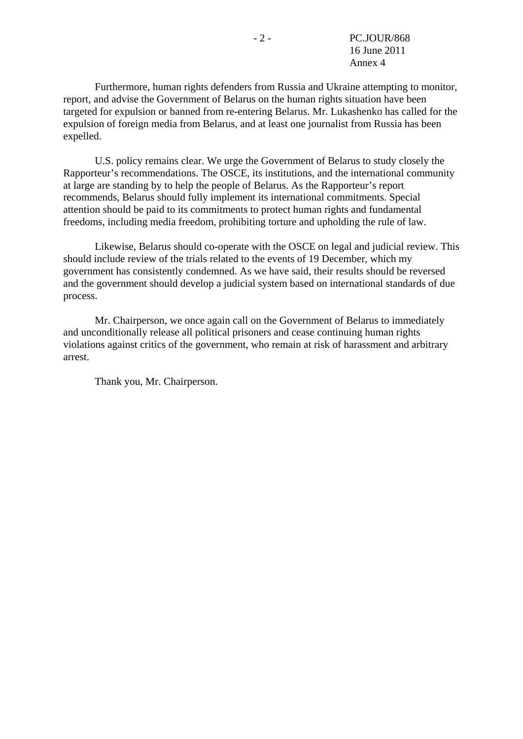Furthermore, human rights defenders from Russia and Ukraine attempting to monitor, report, and advise the Government of Belarus on the human rights situation have been targeted for expulsion or banned from re-entering Belarus. Mr. Lukashenko has called for the expulsion of foreign media from Belarus, and at least one journalist from Russia has been expelled.

U.S. policy remains clear. We urge the Government of Belarus to study closely the Rapporteur's recommendations. The OSCE, its institutions, and the international community at large are standing by to help the people of Belarus. As the Rapporteur's report recommends, Belarus should fully implement its international commitments. Special attention should be paid to its commitments to protect human rights and fundamental freedoms, including media freedom, prohibiting torture and upholding the rule of law.

Likewise, Belarus should co-operate with the OSCE on legal and judicial review. This should include review of the trials related to the events of 19 December, which my government has consistently condemned. As we have said, their results should be reversed and the government should develop a judicial system based on international standards of due process.

Mr. Chairperson, we once again call on the Government of Belarus to immediately and unconditionally release all political prisoners and cease continuing human rights violations against critics of the government, who remain at risk of harassment and arbitrary arrest.

Thank you, Mr. Chairperson.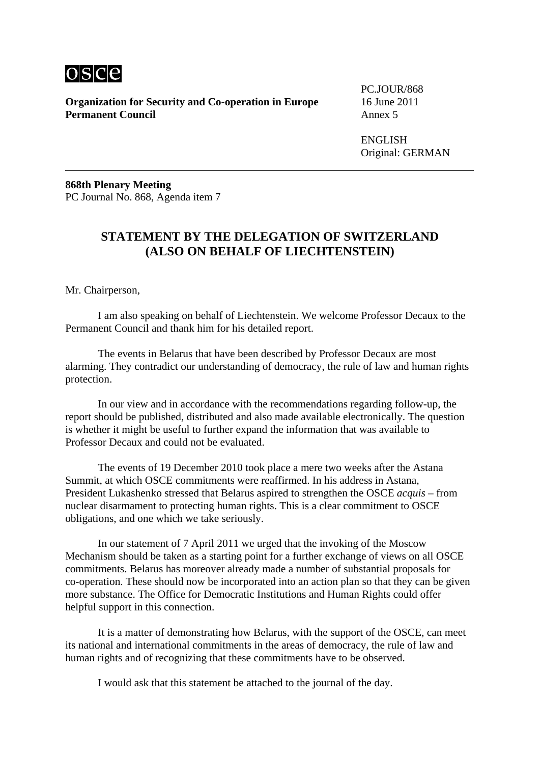osce

**Organization for Security and Co-operation in Europe**
**Permanent Council**

PC.JOUR/868
16 June 2011
Annex 5

ENGLISH
Original: GERMAN

---

**868th Plenary Meeting**
PC Journal No. 868, Agenda item 7

## STATEMENT BY THE DELEGATION OF SWITZERLAND (ALSO ON BEHALF OF LIECHTENSTEIN)

Mr. Chairperson,

I am also speaking on behalf of Liechtenstein. We welcome Professor Decaux to the Permanent Council and thank him for his detailed report.

The events in Belarus that have been described by Professor Decaux are most alarming. They contradict our understanding of democracy, the rule of law and human rights protection.

In our view and in accordance with the recommendations regarding follow-up, the report should be published, distributed and also made available electronically. The question is whether it might be useful to further expand the information that was available to Professor Decaux and could not be evaluated.

The events of 19 December 2010 took place a mere two weeks after the Astana Summit, at which OSCE commitments were reaffirmed. In his address in Astana, President Lukashenko stressed that Belarus aspired to strengthen the OSCE *acquis* – from nuclear disarmament to protecting human rights. This is a clear commitment to OSCE obligations, and one which we take seriously.

In our statement of 7 April 2011 we urged that the invoking of the Moscow Mechanism should be taken as a starting point for a further exchange of views on all OSCE commitments. Belarus has moreover already made a number of substantial proposals for co-operation. These should now be incorporated into an action plan so that they can be given more substance. The Office for Democratic Institutions and Human Rights could offer helpful support in this connection.

It is a matter of demonstrating how Belarus, with the support of the OSCE, can meet its national and international commitments in the areas of democracy, the rule of law and human rights and of recognizing that these commitments have to be observed.

I would ask that this statement be attached to the journal of the day.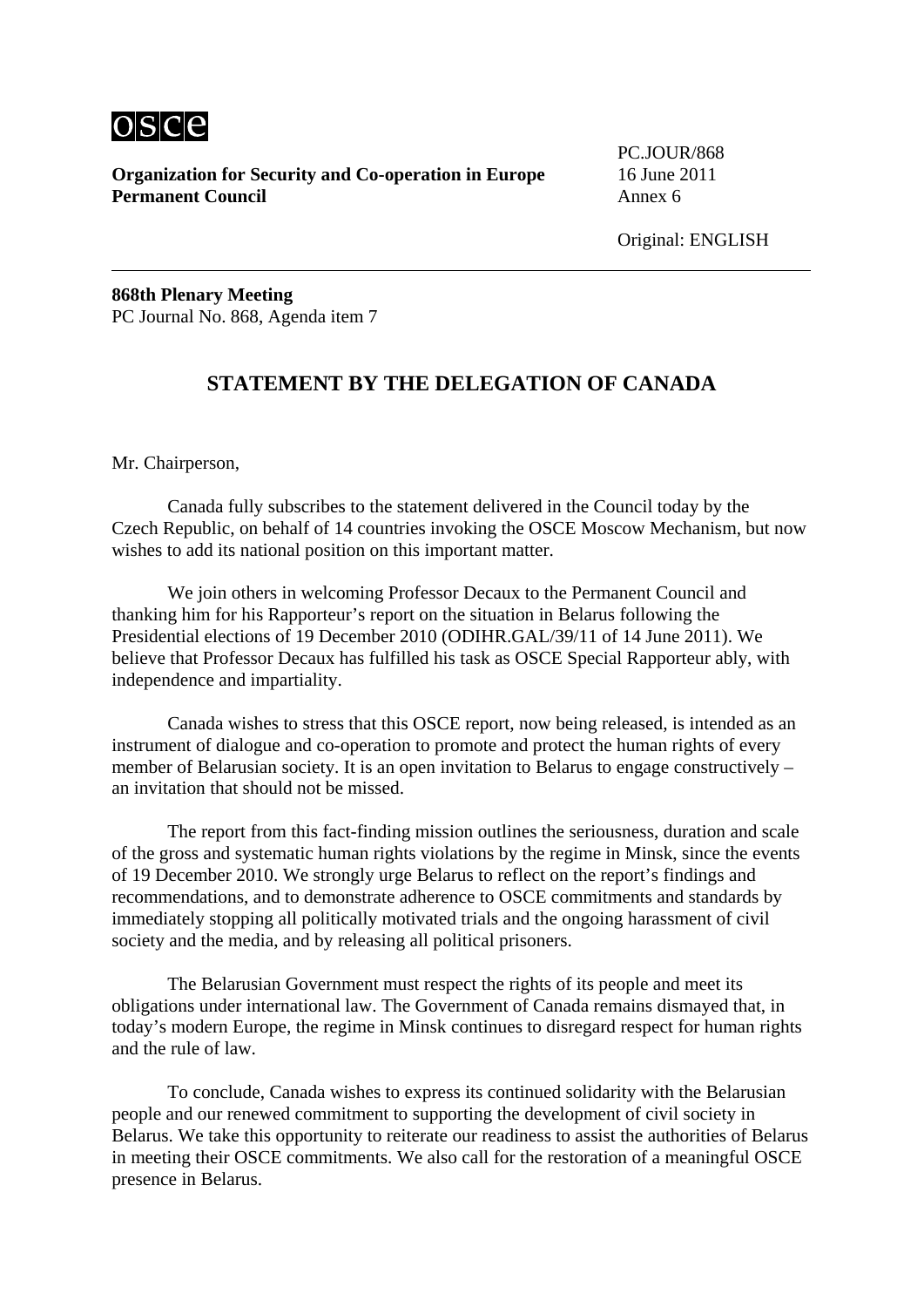osce

**Organization for Security and Co-operation in Europe**
**Permanent Council**

PC.JOUR/868
16 June 2011
Annex 6

Original: ENGLISH

---

**868th Plenary Meeting**
PC Journal No. 868, Agenda item 7

## STATEMENT BY THE DELEGATION OF CANADA

Mr. Chairperson,

Canada fully subscribes to the statement delivered in the Council today by the Czech Republic, on behalf of 14 countries invoking the OSCE Moscow Mechanism, but now wishes to add its national position on this important matter.

We join others in welcoming Professor Decaux to the Permanent Council and thanking him for his Rapporteur's report on the situation in Belarus following the Presidential elections of 19 December 2010 (ODIHR.GAL/39/11 of 14 June 2011). We believe that Professor Decaux has fulfilled his task as OSCE Special Rapporteur ably, with independence and impartiality.

Canada wishes to stress that this OSCE report, now being released, is intended as an instrument of dialogue and co-operation to promote and protect the human rights of every member of Belarusian society. It is an open invitation to Belarus to engage constructively – an invitation that should not be missed.

The report from this fact-finding mission outlines the seriousness, duration and scale of the gross and systematic human rights violations by the regime in Minsk, since the events of 19 December 2010. We strongly urge Belarus to reflect on the report's findings and recommendations, and to demonstrate adherence to OSCE commitments and standards by immediately stopping all politically motivated trials and the ongoing harassment of civil society and the media, and by releasing all political prisoners.

The Belarusian Government must respect the rights of its people and meet its obligations under international law. The Government of Canada remains dismayed that, in today's modern Europe, the regime in Minsk continues to disregard respect for human rights and the rule of law.

To conclude, Canada wishes to express its continued solidarity with the Belarusian people and our renewed commitment to supporting the development of civil society in Belarus. We take this opportunity to reiterate our readiness to assist the authorities of Belarus in meeting their OSCE commitments. We also call for the restoration of a meaningful OSCE presence in Belarus.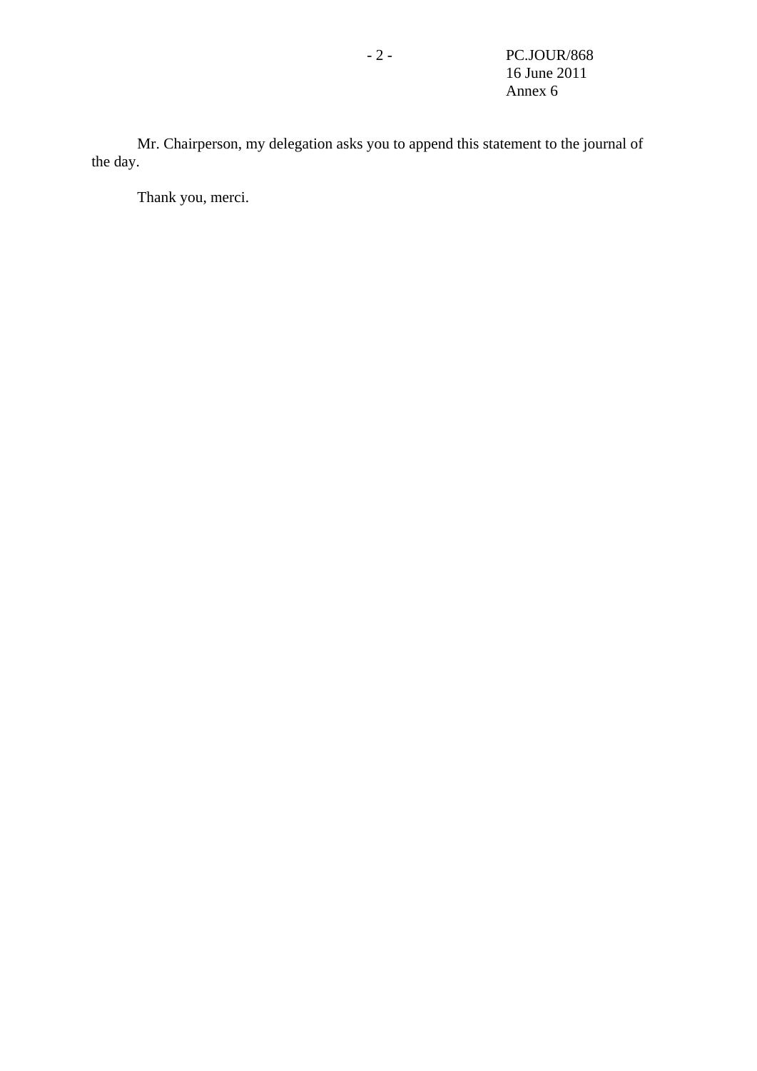Mr. Chairperson, my delegation asks you to append this statement to the journal of the day.

Thank you, merci.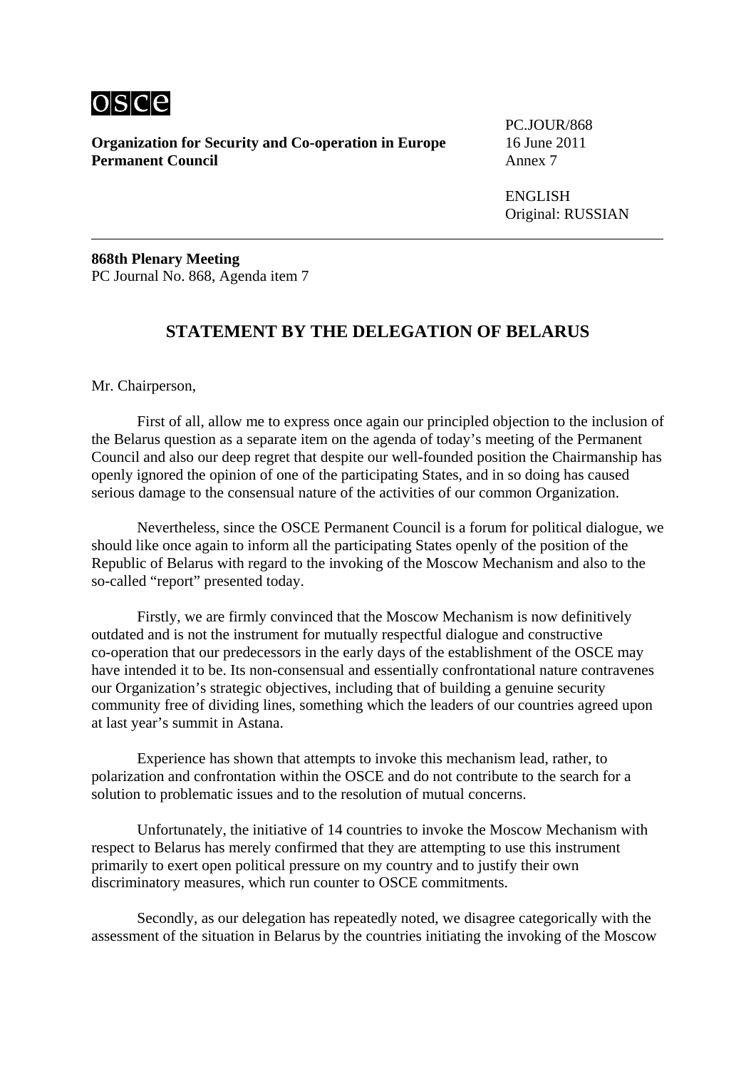Organization for Security and Co-operation in Europe
**Permanent Council**

PC.JOUR/868
16 June 2011
Annex 7

ENGLISH
Original: RUSSIAN

---

**868th Plenary Meeting**
PC Journal No. 868, Agenda item 7

## STATEMENT BY THE DELEGATION OF BELARUS

Mr. Chairperson,

First of all, allow me to express once again our principled objection to the inclusion of the Belarus question as a separate item on the agenda of today's meeting of the Permanent Council and also our deep regret that despite our well-founded position the Chairmanship has openly ignored the opinion of one of the participating States, and in so doing has caused serious damage to the consensual nature of the activities of our common Organization.

Nevertheless, since the OSCE Permanent Council is a forum for political dialogue, we should like once again to inform all the participating States openly of the position of the Republic of Belarus with regard to the invoking of the Moscow Mechanism and also to the so-called "report" presented today.

Firstly, we are firmly convinced that the Moscow Mechanism is now definitively outdated and is not the instrument for mutually respectful dialogue and constructive co-operation that our predecessors in the early days of the establishment of the OSCE may have intended it to be. Its non-consensual and essentially confrontational nature contravenes our Organization's strategic objectives, including that of building a genuine security community free of dividing lines, something which the leaders of our countries agreed upon at last year's summit in Astana.

Experience has shown that attempts to invoke this mechanism lead, rather, to polarization and confrontation within the OSCE and do not contribute to the search for a solution to problematic issues and to the resolution of mutual concerns.

Unfortunately, the initiative of 14 countries to invoke the Moscow Mechanism with respect to Belarus has merely confirmed that they are attempting to use this instrument primarily to exert open political pressure on my country and to justify their own discriminatory measures, which run counter to OSCE commitments.

Secondly, as our delegation has repeatedly noted, we disagree categorically with the assessment of the situation in Belarus by the countries initiating the invoking of the Moscow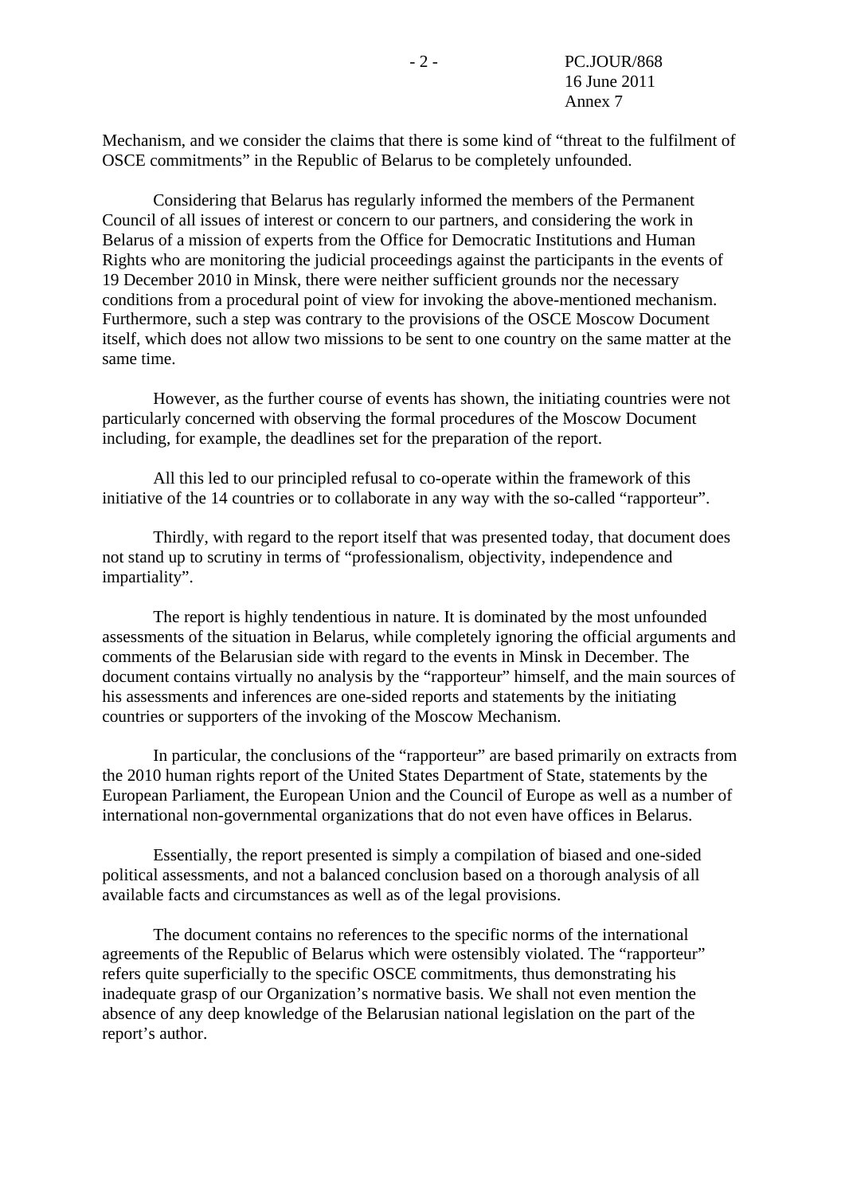Mechanism, and we consider the claims that there is some kind of "threat to the fulfilment of OSCE commitments" in the Republic of Belarus to be completely unfounded.

Considering that Belarus has regularly informed the members of the Permanent Council of all issues of interest or concern to our partners, and considering the work in Belarus of a mission of experts from the Office for Democratic Institutions and Human Rights who are monitoring the judicial proceedings against the participants in the events of 19 December 2010 in Minsk, there were neither sufficient grounds nor the necessary conditions from a procedural point of view for invoking the above-mentioned mechanism. Furthermore, such a step was contrary to the provisions of the OSCE Moscow Document itself, which does not allow two missions to be sent to one country on the same matter at the same time.

However, as the further course of events has shown, the initiating countries were not particularly concerned with observing the formal procedures of the Moscow Document including, for example, the deadlines set for the preparation of the report.

All this led to our principled refusal to co-operate within the framework of this initiative of the 14 countries or to collaborate in any way with the so-called "rapporteur".

Thirdly, with regard to the report itself that was presented today, that document does not stand up to scrutiny in terms of "professionalism, objectivity, independence and impartiality".

The report is highly tendentious in nature. It is dominated by the most unfounded assessments of the situation in Belarus, while completely ignoring the official arguments and comments of the Belarusian side with regard to the events in Minsk in December. The document contains virtually no analysis by the "rapporteur" himself, and the main sources of his assessments and inferences are one-sided reports and statements by the initiating countries or supporters of the invoking of the Moscow Mechanism.

In particular, the conclusions of the "rapporteur" are based primarily on extracts from the 2010 human rights report of the United States Department of State, statements by the European Parliament, the European Union and the Council of Europe as well as a number of international non-governmental organizations that do not even have offices in Belarus.

Essentially, the report presented is simply a compilation of biased and one-sided political assessments, and not a balanced conclusion based on a thorough analysis of all available facts and circumstances as well as of the legal provisions.

The document contains no references to the specific norms of the international agreements of the Republic of Belarus which were ostensibly violated. The "rapporteur" refers quite superficially to the specific OSCE commitments, thus demonstrating his inadequate grasp of our Organization's normative basis. We shall not even mention the absence of any deep knowledge of the Belarusian national legislation on the part of the report's author.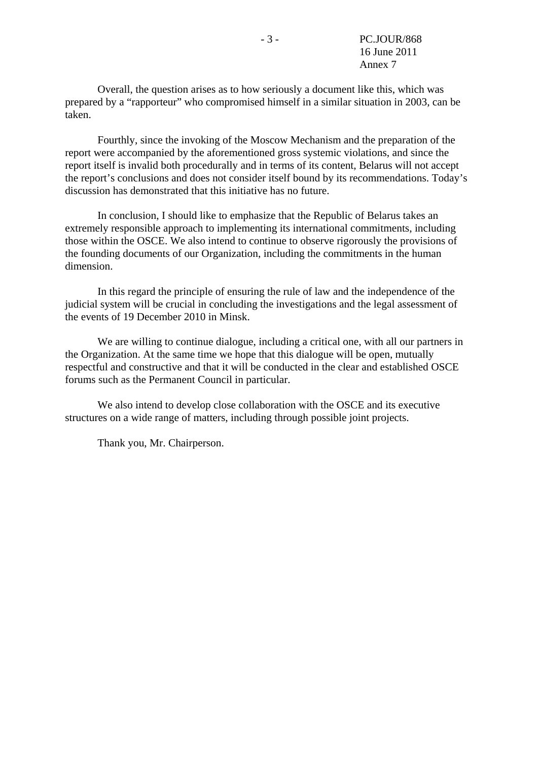Overall, the question arises as to how seriously a document like this, which was prepared by a “rapporteur” who compromised himself in a similar situation in 2003, can be taken.

Fourthly, since the invoking of the Moscow Mechanism and the preparation of the report were accompanied by the aforementioned gross systemic violations, and since the report itself is invalid both procedurally and in terms of its content, Belarus will not accept the report’s conclusions and does not consider itself bound by its recommendations. Today’s discussion has demonstrated that this initiative has no future.

In conclusion, I should like to emphasize that the Republic of Belarus takes an extremely responsible approach to implementing its international commitments, including those within the OSCE. We also intend to continue to observe rigorously the provisions of the founding documents of our Organization, including the commitments in the human dimension.

In this regard the principle of ensuring the rule of law and the independence of the judicial system will be crucial in concluding the investigations and the legal assessment of the events of 19 December 2010 in Minsk.

We are willing to continue dialogue, including a critical one, with all our partners in the Organization. At the same time we hope that this dialogue will be open, mutually respectful and constructive and that it will be conducted in the clear and established OSCE forums such as the Permanent Council in particular.

We also intend to develop close collaboration with the OSCE and its executive structures on a wide range of matters, including through possible joint projects.

Thank you, Mr. Chairperson.